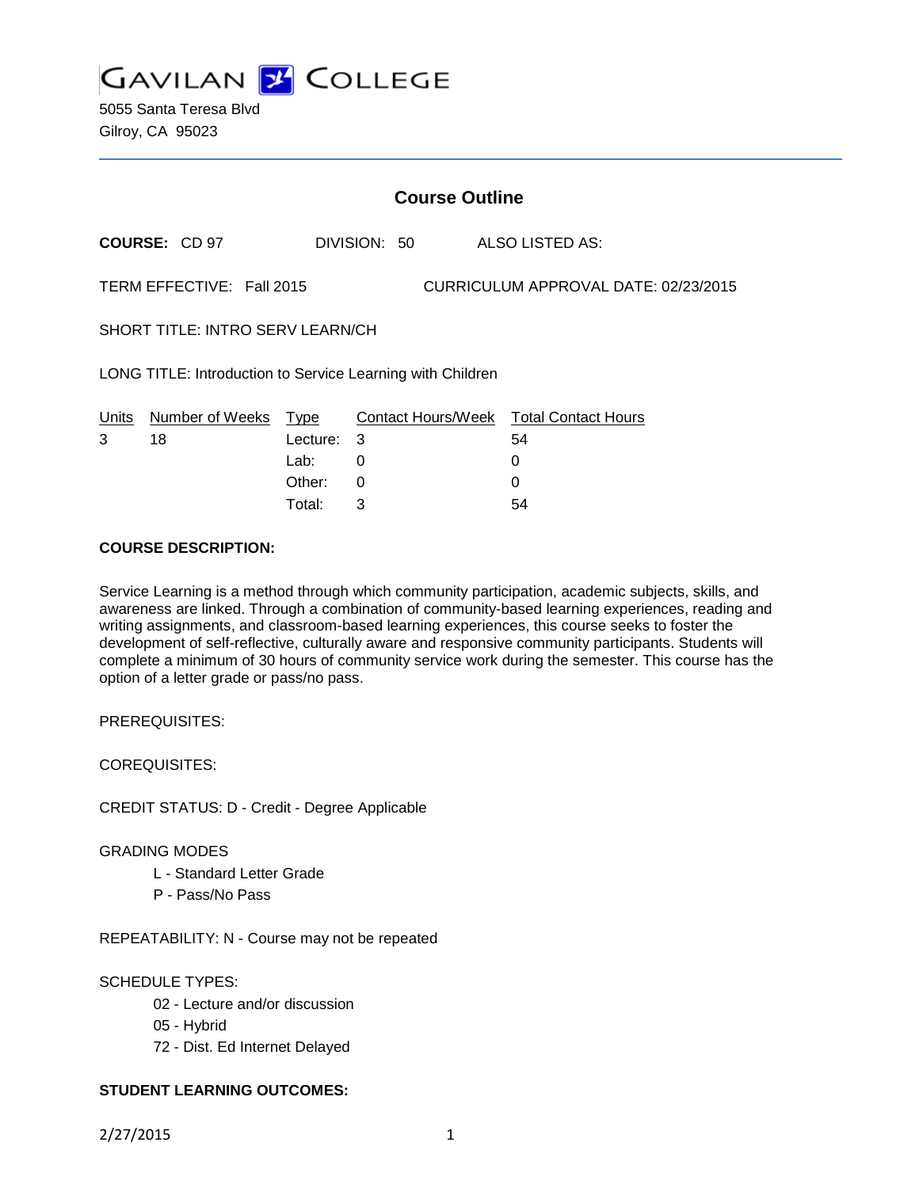# GAVILAN COLLEGE

5055 Santa Teresa Blvd
Gilroy, CA 95023

## Course Outline

**COURSE:** CD 97 DIVISION: 50 ALSO LISTED AS:

TERM EFFECTIVE: Fall 2015 CURRICULUM APPROVAL DATE: 02/23/2015

SHORT TITLE: INTRO SERV LEARN/CH

LONG TITLE: Introduction to Service Learning with Children

| Units | Number of Weeks | Type | Contact Hours/Week | Total Contact Hours |
|---|---|---|---|---|
| 3 | 18 | Lecture: | 3 | 54 |
| | | Lab: | 0 | 0 |
| | | Other: | 0 | 0 |
| | | Total: | 3 | 54 |

**COURSE DESCRIPTION:**

Service Learning is a method through which community participation, academic subjects, skills, and awareness are linked. Through a combination of community-based learning experiences, reading and writing assignments, and classroom-based learning experiences, this course seeks to foster the development of self-reflective, culturally aware and responsive community participants. Students will complete a minimum of 30 hours of community service work during the semester. This course has the option of a letter grade or pass/no pass.

PREREQUISITES:

COREQUISITES:

CREDIT STATUS: D - Credit - Degree Applicable

GRADING MODES

- L - Standard Letter Grade
- P - Pass/No Pass

REPEATABILITY: N - Course may not be repeated

SCHEDULE TYPES:

- 02 - Lecture and/or discussion
- 05 - Hybrid
- 72 - Dist. Ed Internet Delayed

**STUDENT LEARNING OUTCOMES:**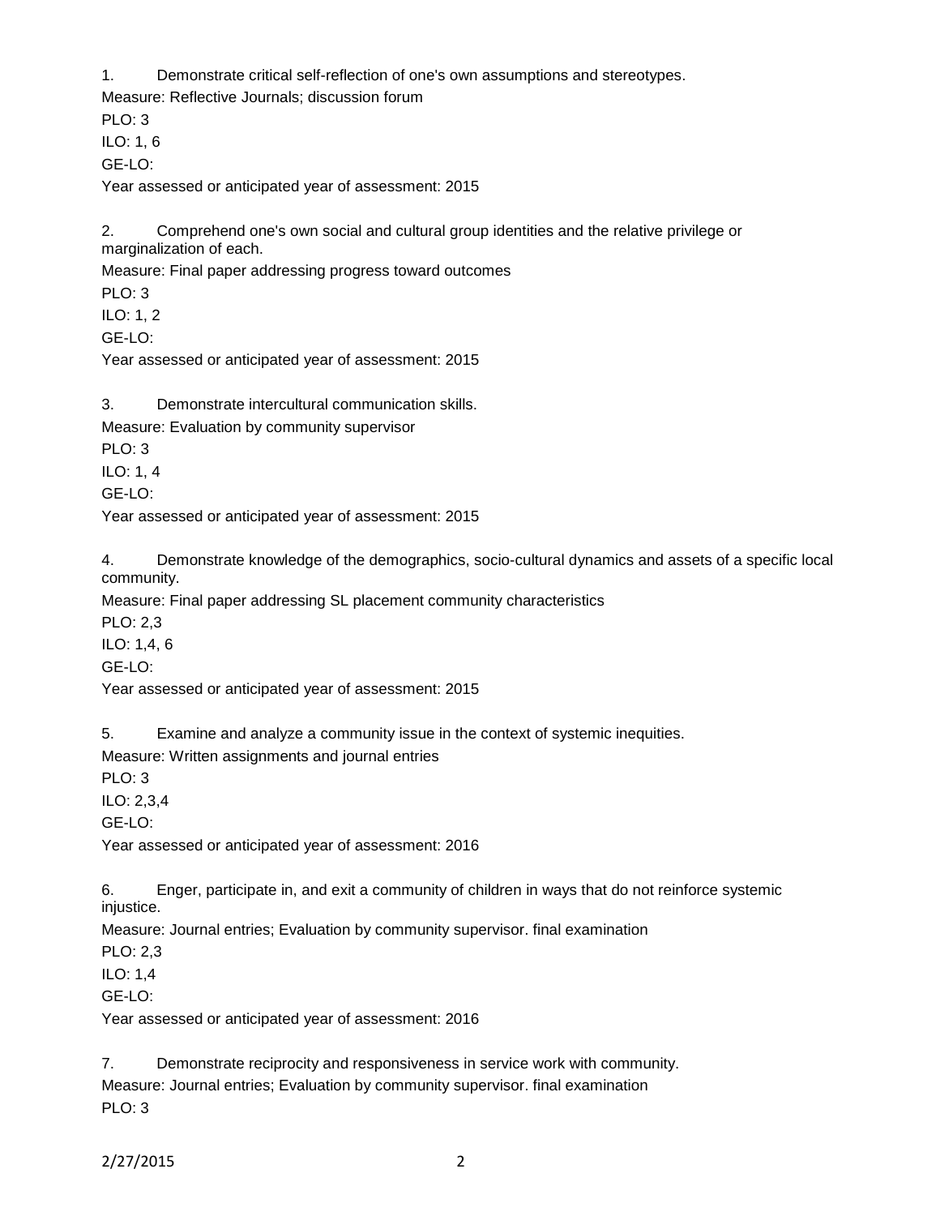1. Demonstrate critical self-reflection of one's own assumptions and stereotypes.
Measure: Reflective Journals; discussion forum
PLO: 3
ILO: 1, 6
GE-LO:
Year assessed or anticipated year of assessment: 2015

2. Comprehend one's own social and cultural group identities and the relative privilege or marginalization of each.
Measure: Final paper addressing progress toward outcomes
PLO: 3
ILO: 1, 2
GE-LO:
Year assessed or anticipated year of assessment: 2015

3. Demonstrate intercultural communication skills.
Measure: Evaluation by community supervisor
PLO: 3
ILO: 1, 4
GE-LO:
Year assessed or anticipated year of assessment: 2015

4. Demonstrate knowledge of the demographics, socio-cultural dynamics and assets of a specific local community.
Measure: Final paper addressing SL placement community characteristics
PLO: 2,3
ILO: 1,4, 6
GE-LO:
Year assessed or anticipated year of assessment: 2015

5. Examine and analyze a community issue in the context of systemic inequities.
Measure: Written assignments and journal entries
PLO: 3
ILO: 2,3,4
GE-LO:
Year assessed or anticipated year of assessment: 2016

6. Enger, participate in, and exit a community of children in ways that do not reinforce systemic injustice.
Measure: Journal entries; Evaluation by community supervisor. final examination
PLO: 2,3
ILO: 1,4
GE-LO:
Year assessed or anticipated year of assessment: 2016

7. Demonstrate reciprocity and responsiveness in service work with community.
Measure: Journal entries; Evaluation by community supervisor. final examination
PLO: 3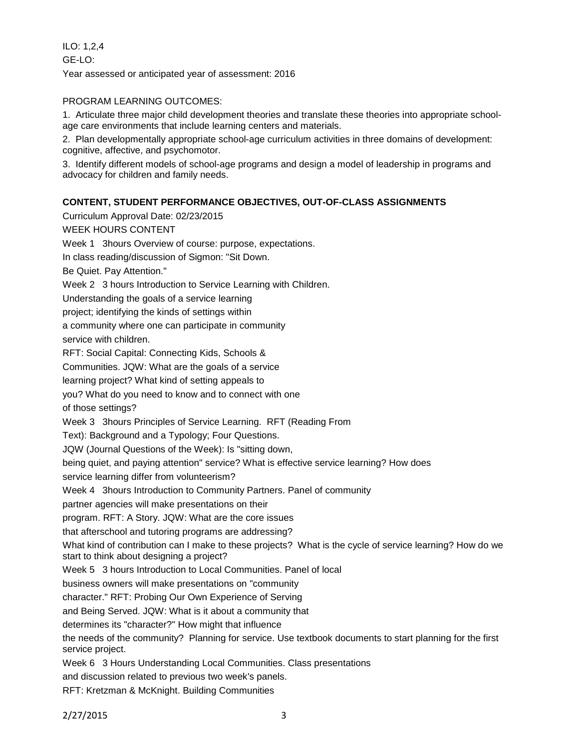ILO: 1,2,4

GE-LO:

Year assessed or anticipated year of assessment: 2016

PROGRAM LEARNING OUTCOMES:

1. Articulate three major child development theories and translate these theories into appropriate school-age care environments that include learning centers and materials.

2. Plan developmentally appropriate school-age curriculum activities in three domains of development: cognitive, affective, and psychomotor.

3. Identify different models of school-age programs and design a model of leadership in programs and advocacy for children and family needs.

**CONTENT, STUDENT PERFORMANCE OBJECTIVES, OUT-OF-CLASS ASSIGNMENTS**

Curriculum Approval Date: 02/23/2015

WEEK HOURS CONTENT

Week 1 3hours Overview of course: purpose, expectations.

In class reading/discussion of Sigmon: "Sit Down.

Be Quiet. Pay Attention."

Week 2 3 hours Introduction to Service Learning with Children.

Understanding the goals of a service learning

project; identifying the kinds of settings within

a community where one can participate in community

service with children.

RFT: Social Capital: Connecting Kids, Schools &

Communities. JQW: What are the goals of a service

learning project? What kind of setting appeals to

you? What do you need to know and to connect with one

of those settings?

Week 3 3hours Principles of Service Learning. RFT (Reading From

Text): Background and a Typology; Four Questions.

JQW (Journal Questions of the Week): Is "sitting down,

being quiet, and paying attention" service? What is effective service learning? How does

service learning differ from volunteerism?

Week 4 3hours Introduction to Community Partners. Panel of community

partner agencies will make presentations on their

program. RFT: A Story. JQW: What are the core issues

that afterschool and tutoring programs are addressing?

What kind of contribution can I make to these projects? What is the cycle of service learning? How do we start to think about designing a project?

Week 5 3 hours Introduction to Local Communities. Panel of local

business owners will make presentations on "community

character." RFT: Probing Our Own Experience of Serving

and Being Served. JQW: What is it about a community that

determines its "character?" How might that influence

the needs of the community? Planning for service. Use textbook documents to start planning for the first service project.

Week 6 3 Hours Understanding Local Communities. Class presentations

and discussion related to previous two week's panels.

RFT: Kretzman & McKnight. Building Communities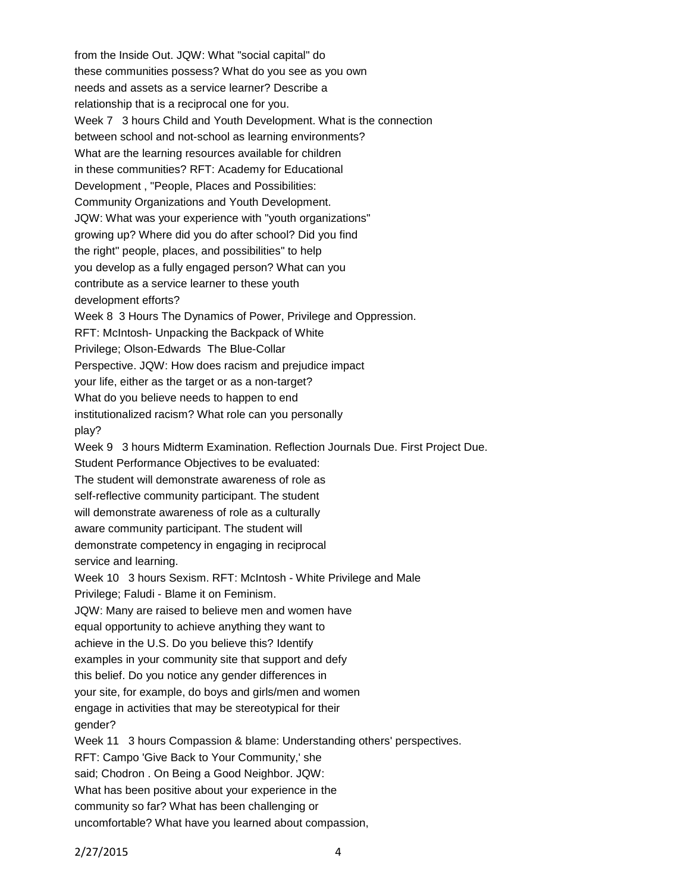from the Inside Out. JQW: What "social capital" do these communities possess? What do you see as you own needs and assets as a service learner? Describe a relationship that is a reciprocal one for you.

Week 7 3 hours Child and Youth Development. What is the connection between school and not-school as learning environments? What are the learning resources available for children in these communities? RFT: Academy for Educational Development , "People, Places and Possibilities: Community Organizations and Youth Development. JQW: What was your experience with "youth organizations" growing up? Where did you do after school? Did you find the right" people, places, and possibilities" to help you develop as a fully engaged person? What can you contribute as a service learner to these youth development efforts?

Week 8 3 Hours The Dynamics of Power, Privilege and Oppression. RFT: McIntosh- Unpacking the Backpack of White Privilege; Olson-Edwards The Blue-Collar Perspective. JQW: How does racism and prejudice impact your life, either as the target or as a non-target? What do you believe needs to happen to end institutionalized racism? What role can you personally play?

Week 9 3 hours Midterm Examination. Reflection Journals Due. First Project Due. Student Performance Objectives to be evaluated: The student will demonstrate awareness of role as self-reflective community participant. The student will demonstrate awareness of role as a culturally aware community participant. The student will demonstrate competency in engaging in reciprocal service and learning.

Week 10 3 hours Sexism. RFT: McIntosh - White Privilege and Male Privilege; Faludi - Blame it on Feminism. JQW: Many are raised to believe men and women have equal opportunity to achieve anything they want to achieve in the U.S. Do you believe this? Identify examples in your community site that support and defy this belief. Do you notice any gender differences in your site, for example, do boys and girls/men and women engage in activities that may be stereotypical for their gender?

Week 11 3 hours Compassion & blame: Understanding others' perspectives. RFT: Campo 'Give Back to Your Community,' she said; Chodron . On Being a Good Neighbor. JQW: What has been positive about your experience in the community so far? What has been challenging or uncomfortable? What have you learned about compassion,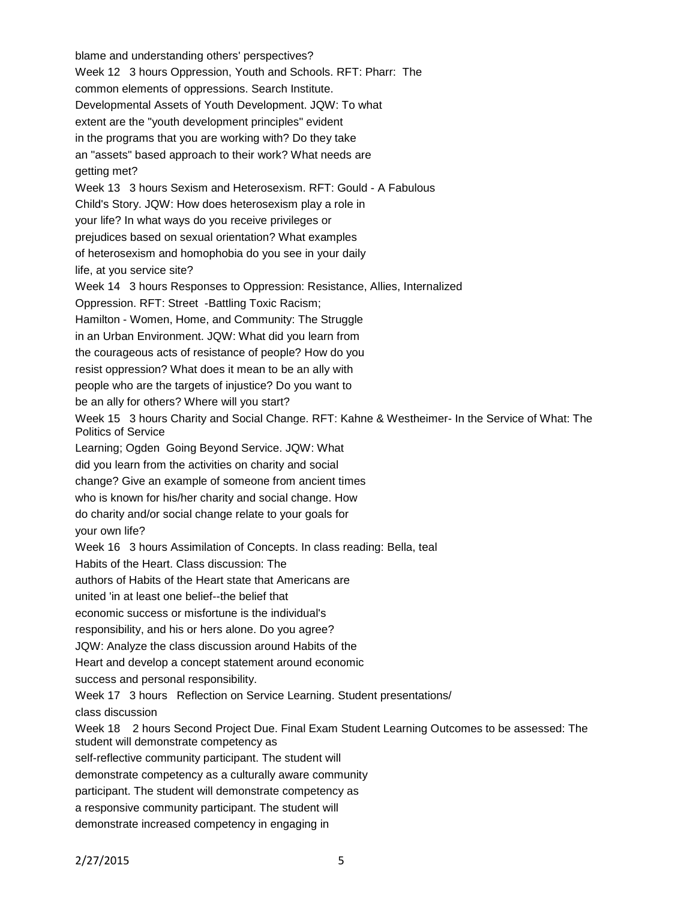blame and understanding others' perspectives?

Week 12 3 hours Oppression, Youth and Schools. RFT: Pharr: The common elements of oppressions. Search Institute. Developmental Assets of Youth Development. JQW: To what extent are the "youth development principles" evident in the programs that you are working with? Do they take an "assets" based approach to their work? What needs are getting met?

Week 13 3 hours Sexism and Heterosexism. RFT: Gould - A Fabulous Child's Story. JQW: How does heterosexism play a role in your life? In what ways do you receive privileges or prejudices based on sexual orientation? What examples of heterosexism and homophobia do you see in your daily life, at you service site?

Week 14 3 hours Responses to Oppression: Resistance, Allies, Internalized Oppression. RFT: Street -Battling Toxic Racism; Hamilton - Women, Home, and Community: The Struggle in an Urban Environment. JQW: What did you learn from the courageous acts of resistance of people? How do you resist oppression? What does it mean to be an ally with people who are the targets of injustice? Do you want to be an ally for others? Where will you start?

Week 15 3 hours Charity and Social Change. RFT: Kahne & Westheimer- In the Service of What: The Politics of Service Learning; Ogden Going Beyond Service. JQW: What did you learn from the activities on charity and social change? Give an example of someone from ancient times who is known for his/her charity and social change. How do charity and/or social change relate to your goals for your own life?

Week 16 3 hours Assimilation of Concepts. In class reading: Bella, teal Habits of the Heart. Class discussion: The authors of Habits of the Heart state that Americans are united 'in at least one belief--the belief that economic success or misfortune is the individual's responsibility, and his or hers alone. Do you agree? JQW: Analyze the class discussion around Habits of the Heart and develop a concept statement around economic success and personal responsibility.

Week 17 3 hours Reflection on Service Learning. Student presentations/ class discussion

Week 18 2 hours Second Project Due. Final Exam Student Learning Outcomes to be assessed: The student will demonstrate competency as self-reflective community participant. The student will demonstrate competency as a culturally aware community participant. The student will demonstrate competency as a responsive community participant. The student will demonstrate increased competency in engaging in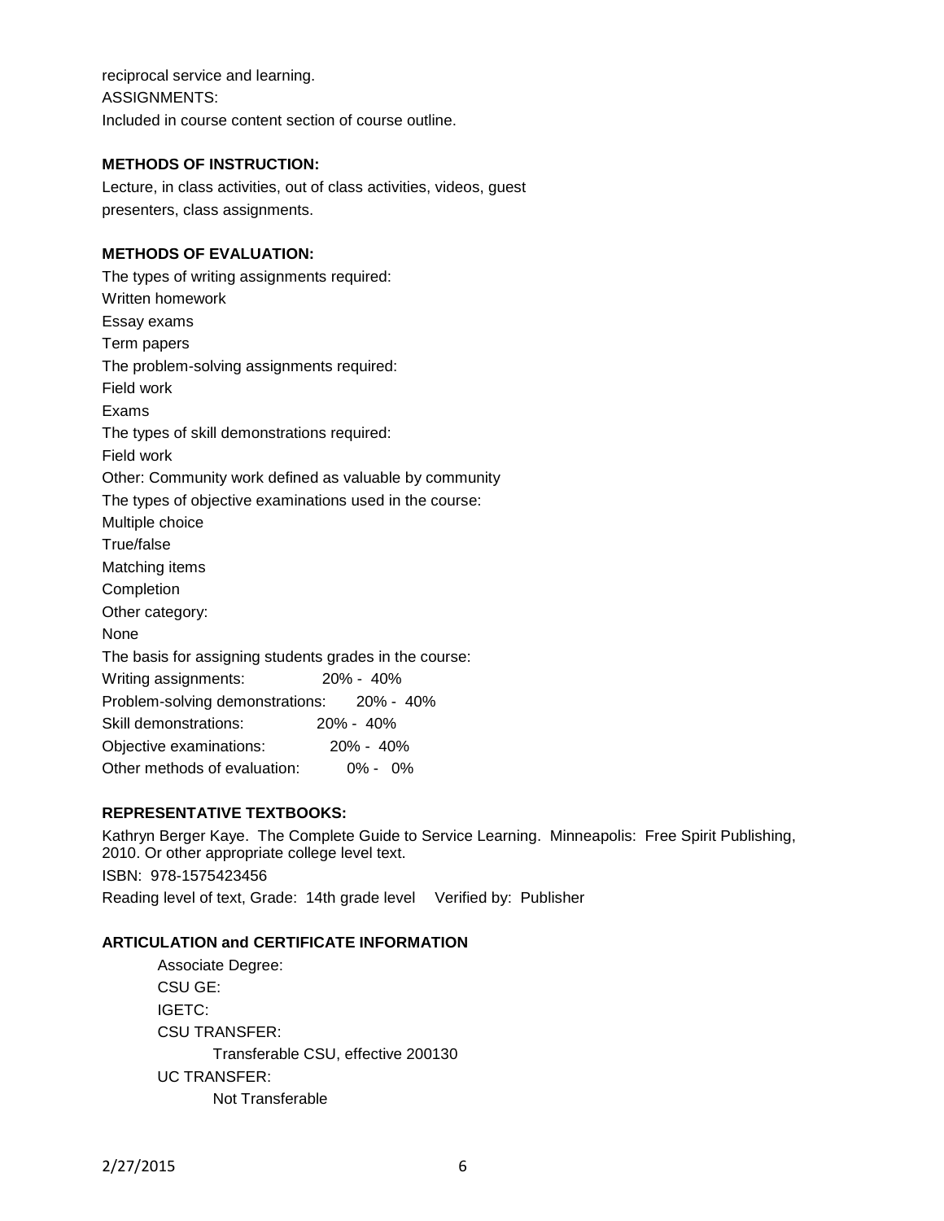reciprocal service and learning.

ASSIGNMENTS:

Included in course content section of course outline.

**METHODS OF INSTRUCTION:**

Lecture, in class activities, out of class activities, videos, guest presenters, class assignments.

**METHODS OF EVALUATION:**

The types of writing assignments required:
Written homework
Essay exams
Term papers
The problem-solving assignments required:
Field work
Exams
The types of skill demonstrations required:
Field work
Other: Community work defined as valuable by community
The types of objective examinations used in the course:
Multiple choice
True/false
Matching items
Completion
Other category:
None
The basis for assigning students grades in the course:
Writing assignments: 20% - 40%
Problem-solving demonstrations: 20% - 40%
Skill demonstrations: 20% - 40%
Objective examinations: 20% - 40%
Other methods of evaluation: 0% - 0%

**REPRESENTATIVE TEXTBOOKS:**

Kathryn Berger Kaye. The Complete Guide to Service Learning. Minneapolis: Free Spirit Publishing, 2010. Or other appropriate college level text.
ISBN: 978-1575423456
Reading level of text, Grade: 14th grade level Verified by: Publisher

**ARTICULATION and CERTIFICATE INFORMATION**

Associate Degree:
CSU GE:
IGETC:
CSU TRANSFER:
Transferable CSU, effective 200130
UC TRANSFER:
Not Transferable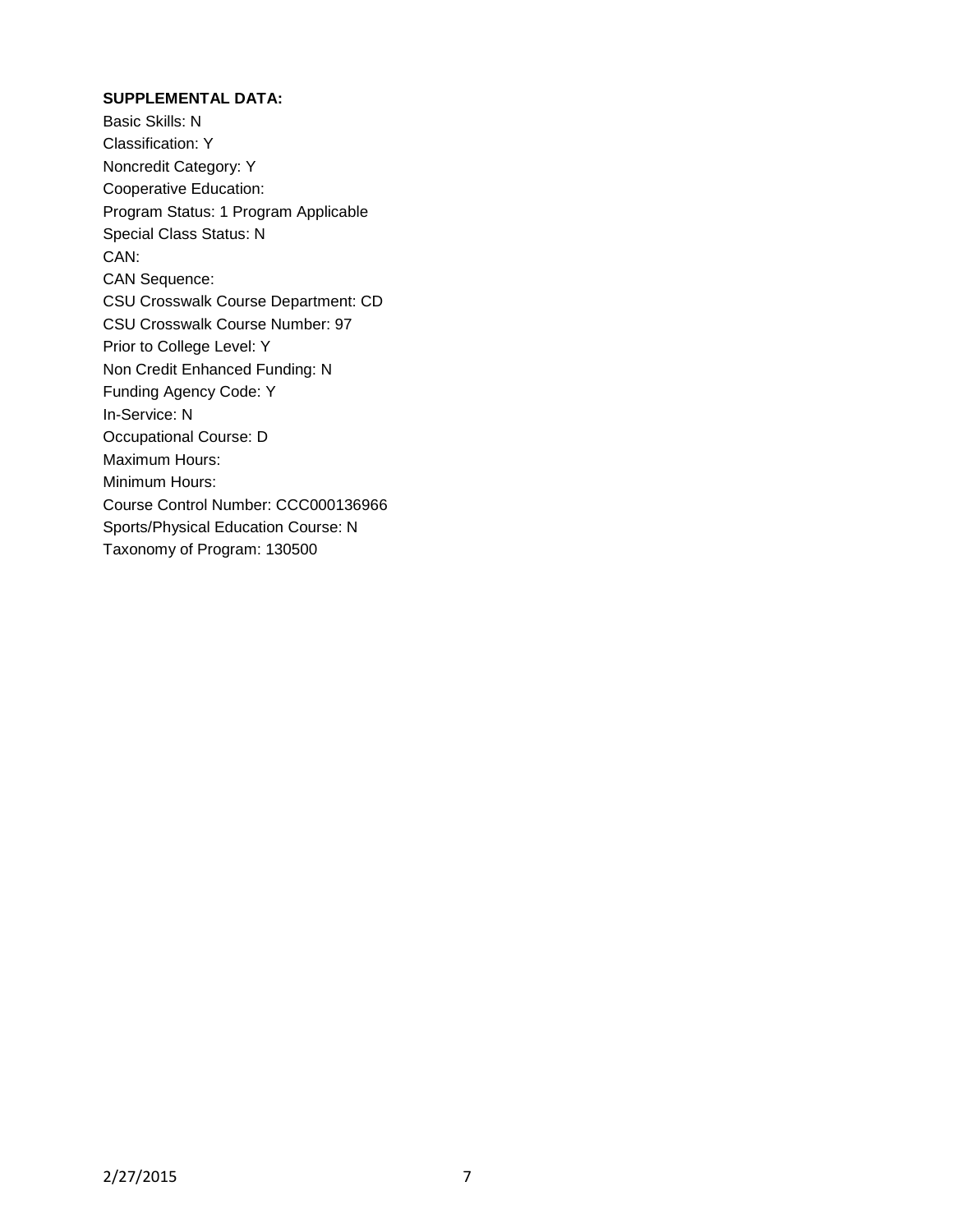**SUPPLEMENTAL DATA:**

Basic Skills: N

Classification: Y

Noncredit Category: Y

Cooperative Education:

Program Status: 1 Program Applicable

Special Class Status: N

CAN:

CAN Sequence:

CSU Crosswalk Course Department: CD

CSU Crosswalk Course Number: 97

Prior to College Level: Y

Non Credit Enhanced Funding: N

Funding Agency Code: Y

In-Service: N

Occupational Course: D

Maximum Hours:

Minimum Hours:

Course Control Number: CCC000136966

Sports/Physical Education Course: N

Taxonomy of Program: 130500